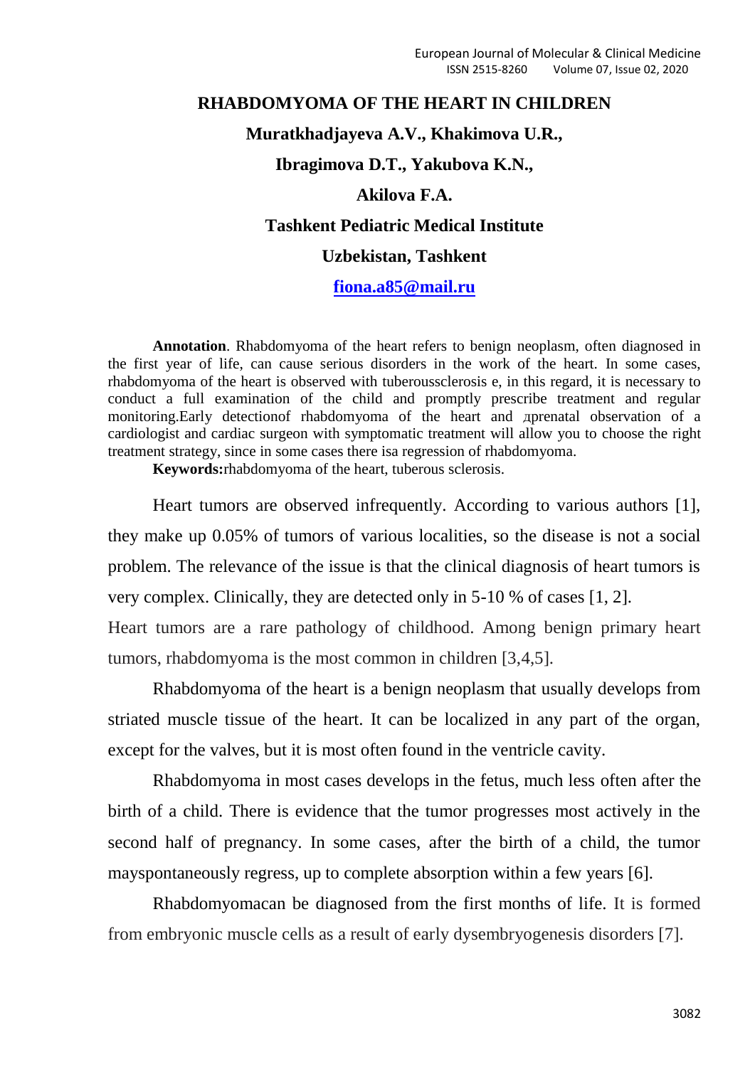# RHABDOMYOMA OF THE HEART IN CHILDREN

**Muratkhadjayeva A.V., Khakimova U.R.,**

**Ibragimova D.T., Yakubova K.N.,**

**Akilova F.A.**

**Tashkent Pediatric Medical Institute**

**Uzbekistan, Tashkent**

**fiona.a85@mail.ru**

**Annotation**. Rhabdomyoma of the heart refers to benign neoplasm, often diagnosed in the first year of life, can cause serious disorders in the work of the heart. In some cases, rhabdomyoma of the heart is observed with tuberoussclerosis e, in this regard, it is necessary to conduct a full examination of the child and promptly prescribe treatment and regular monitoring.Early detectionof rhabdomyoma of the heart and дprenatal observation of a cardiologist and cardiac surgeon with symptomatic treatment will allow you to choose the right treatment strategy, since in some cases there isa regression of rhabdomyoma.

**Keywords:**rhabdomyoma of the heart, tuberous sclerosis.

Heart tumors are observed infrequently. According to various authors [1], they make up 0.05% of tumors of various localities, so the disease is not a social problem. The relevance of the issue is that the clinical diagnosis of heart tumors is very complex. Clinically, they are detected only in 5-10 % of cases [1, 2].

Heart tumors are a rare pathology of childhood. Among benign primary heart tumors, rhabdomyoma is the most common in children [3,4,5].

Rhabdomyoma of the heart is a benign neoplasm that usually develops from striated muscle tissue of the heart. It can be localized in any part of the organ, except for the valves, but it is most often found in the ventricle cavity.

Rhabdomyoma in most cases develops in the fetus, much less often after the birth of a child. There is evidence that the tumor progresses most actively in the second half of pregnancy. In some cases, after the birth of a child, the tumor mayspontaneously regress, up to complete absorption within a few years [6].

Rhabdomyomacan be diagnosed from the first months of life. It is formed from embryonic muscle cells as a result of early dysembryogenesis disorders [7].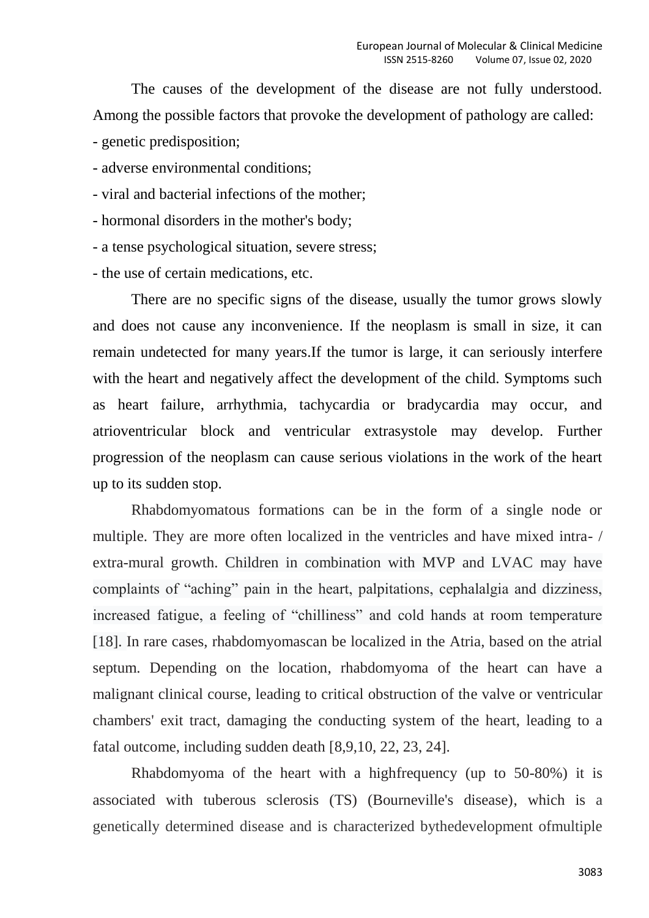The causes of the development of the disease are not fully understood. Among the possible factors that provoke the development of pathology are called:

- genetic predisposition;
- adverse environmental conditions;
- viral and bacterial infections of the mother;
- hormonal disorders in the mother's body;
- a tense psychological situation, severe stress;
- the use of certain medications, etc.

There are no specific signs of the disease, usually the tumor grows slowly and does not cause any inconvenience. If the neoplasm is small in size, it can remain undetected for many years.If the tumor is large, it can seriously interfere with the heart and negatively affect the development of the child. Symptoms such as heart failure, arrhythmia, tachycardia or bradycardia may occur, and atrioventricular block and ventricular extrasystole may develop. Further progression of the neoplasm can cause serious violations in the work of the heart up to its sudden stop.

Rhabdomyomatous formations can be in the form of a single node or multiple. They are more often localized in the ventricles and have mixed intra- / extra-mural growth. Children in combination with MVP and LVAC may have complaints of "aching" pain in the heart, palpitations, cephalalgia and dizziness, increased fatigue, a feeling of "chilliness" and cold hands at room temperature [18]. In rare cases, rhabdomyomascan be localized in the Atria, based on the atrial septum. Depending on the location, rhabdomyoma of the heart can have a malignant clinical course, leading to critical obstruction of the valve or ventricular chambers' exit tract, damaging the conducting system of the heart, leading to a fatal outcome, including sudden death [8,9,10, 22, 23, 24].

Rhabdomyoma of the heart with a highfrequency (up to 50-80%) it is associated with tuberous sclerosis (TS) (Bourneville's disease), which is a genetically determined disease and is characterized bythedevelopment ofmultiple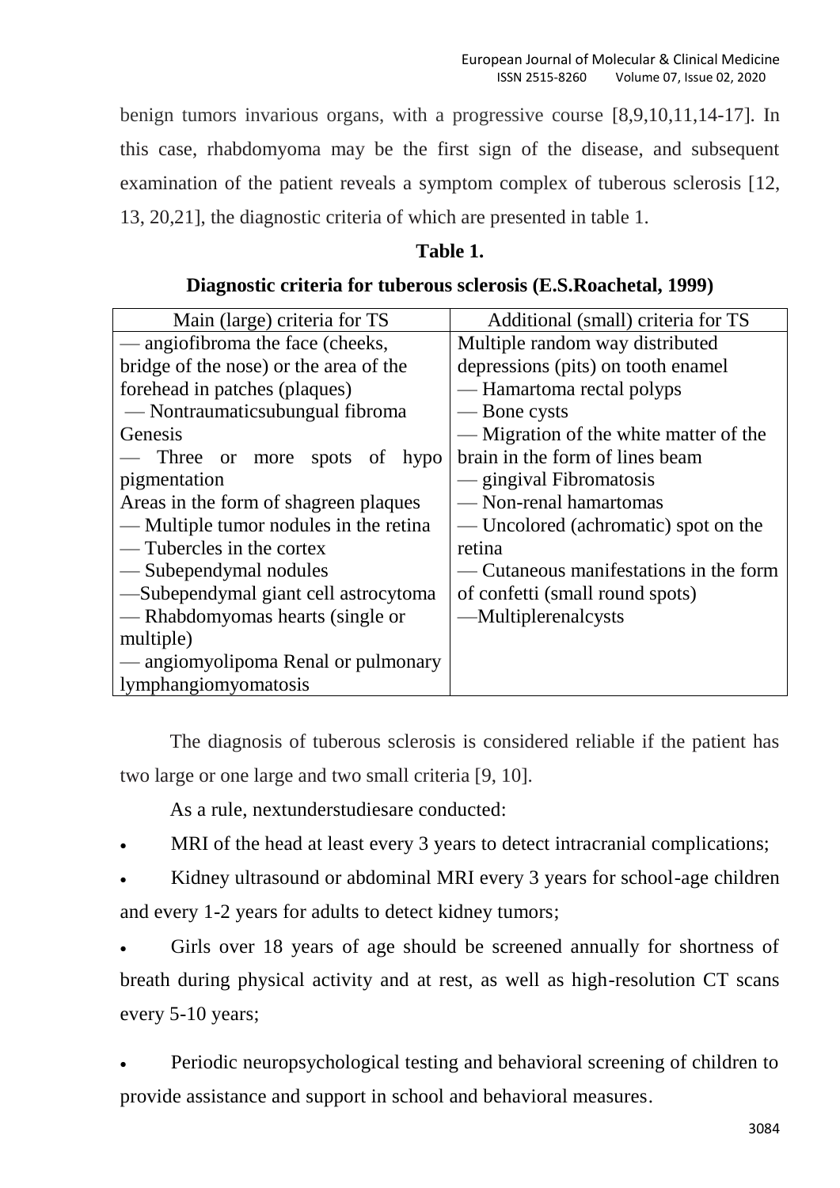benign tumors invarious organs, with a progressive course [8,9,10,11,14-17]. In this case, rhabdomyoma may be the first sign of the disease, and subsequent examination of the patient reveals a symptom complex of tuberous sclerosis [12, 13, 20,21], the diagnostic criteria of which are presented in table 1.

**Table 1.**

**Diagnostic criteria for tuberous sclerosis (E.S.Roachetal, 1999)**

| Main (large) criteria for TS | Additional (small) criteria for TS |
|---|---|
| — angiofibroma the face (cheeks, bridge of the nose) or the area of the forehead in patches (plaques)<br>— Nontraumaticsubungual fibroma Genesis<br>— Three or more spots of hypo pigmentation<br>Areas in the form of shagreen plaques<br>— Multiple tumor nodules in the retina<br>— Tubercles in the cortex<br>— Subependymal nodules<br>—Subependymal giant cell astrocytoma<br>— Rhabdomyomas hearts (single or multiple)<br>— angiomyolipoma Renal or pulmonary lymphangiomyomatosis | Multiple random way distributed depressions (pits) on tooth enamel<br>— Hamartoma rectal polyps<br>— Bone cysts<br>— Migration of the white matter of the brain in the form of lines beam<br>— gingival Fibromatosis<br>— Non-renal hamartomas<br>— Uncolored (achromatic) spot on the retina<br>— Cutaneous manifestations in the form of confetti (small round spots)<br>—Multiplerenalcysts |

The diagnosis of tuberous sclerosis is considered reliable if the patient has two large or one large and two small criteria [9, 10].

As a rule, nextunderstudiesare conducted:

- MRI of the head at least every 3 years to detect intracranial complications;
- Kidney ultrasound or abdominal MRI every 3 years for school-age children and every 1-2 years for adults to detect kidney tumors;
- Girls over 18 years of age should be screened annually for shortness of breath during physical activity and at rest, as well as high-resolution CT scans every 5-10 years;
- Periodic neuropsychological testing and behavioral screening of children to provide assistance and support in school and behavioral measures.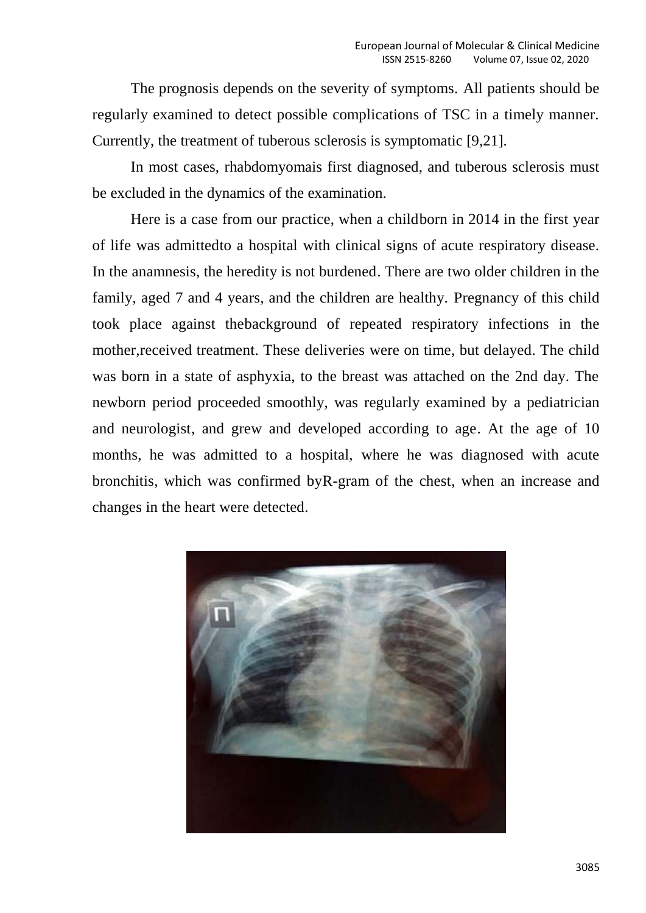The prognosis depends on the severity of symptoms. All patients should be regularly examined to detect possible complications of TSC in a timely manner. Currently, the treatment of tuberous sclerosis is symptomatic [9,21].

In most cases, rhabdomyomais first diagnosed, and tuberous sclerosis must be excluded in the dynamics of the examination.

Here is a case from our practice, when a childborn in 2014 in the first year of life was admittedto a hospital with clinical signs of acute respiratory disease. In the anamnesis, the heredity is not burdened. There are two older children in the family, aged 7 and 4 years, and the children are healthy. Pregnancy of this child took place against thebackground of repeated respiratory infections in the mother,received treatment. These deliveries were on time, but delayed. The child was born in a state of asphyxia, to the breast was attached on the 2nd day. The newborn period proceeded smoothly, was regularly examined by a pediatrician and neurologist, and grew and developed according to age. At the age of 10 months, he was admitted to a hospital, where he was diagnosed with acute bronchitis, which was confirmed byR-gram of the chest, when an increase and changes in the heart were detected.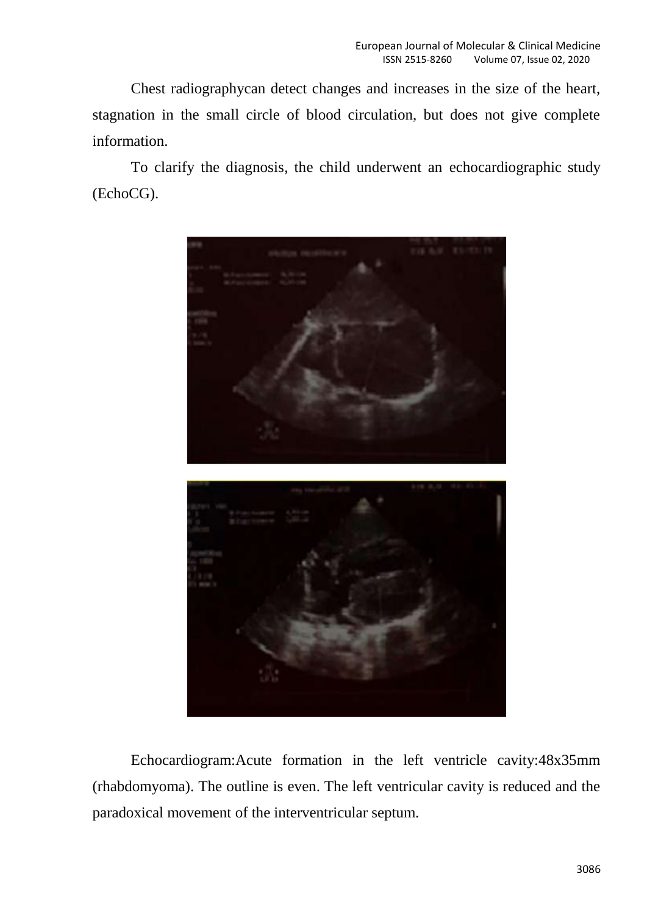Chest radiographycan detect changes and increases in the size of the heart, stagnation in the small circle of blood circulation, but does not give complete information.

To clarify the diagnosis, the child underwent an echocardiographic study (EchoCG).

Echocardiogram:Acute formation in the left ventricle cavity:48x35mm (rhabdomyoma). The outline is even. The left ventricular cavity is reduced and the paradoxical movement of the interventricular septum.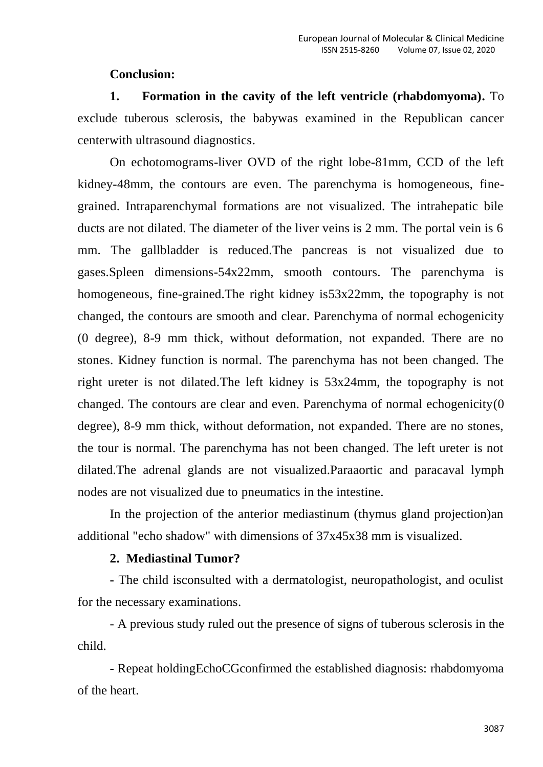**Conclusion:**

**1. Formation in the cavity of the left ventricle (rhabdomyoma).** To exclude tuberous sclerosis, the babywas examined in the Republican cancer centerwith ultrasound diagnostics.

On echotomograms-liver OVD of the right lobe-81mm, CCD of the left kidney-48mm, the contours are even. The parenchyma is homogeneous, fine-grained. Intraparenchymal formations are not visualized. The intrahepatic bile ducts are not dilated. The diameter of the liver veins is 2 mm. The portal vein is 6 mm. The gallbladder is reduced.The pancreas is not visualized due to gases.Spleen dimensions-54x22mm, smooth contours. The parenchyma is homogeneous, fine-grained.The right kidney is53x22mm, the topography is not changed, the contours are smooth and clear. Parenchyma of normal echogenicity (0 degree), 8-9 mm thick, without deformation, not expanded. There are no stones. Kidney function is normal. The parenchyma has not been changed. The right ureter is not dilated.The left kidney is 53x24mm, the topography is not changed. The contours are clear and even. Parenchyma of normal echogenicity(0 degree), 8-9 mm thick, without deformation, not expanded. There are no stones, the tour is normal. The parenchyma has not been changed. The left ureter is not dilated.The adrenal glands are not visualized.Paraaortic and paracaval lymph nodes are not visualized due to pneumatics in the intestine.

In the projection of the anterior mediastinum (thymus gland projection)an additional "echo shadow" with dimensions of 37x45x38 mm is visualized.

**2. Mediastinal Tumor?**

**-** The child isconsulted with a dermatologist, neuropathologist, and oculist for the necessary examinations.

- A previous study ruled out the presence of signs of tuberous sclerosis in the child.

- Repeat holdingEchoCGconfirmed the established diagnosis: rhabdomyoma of the heart.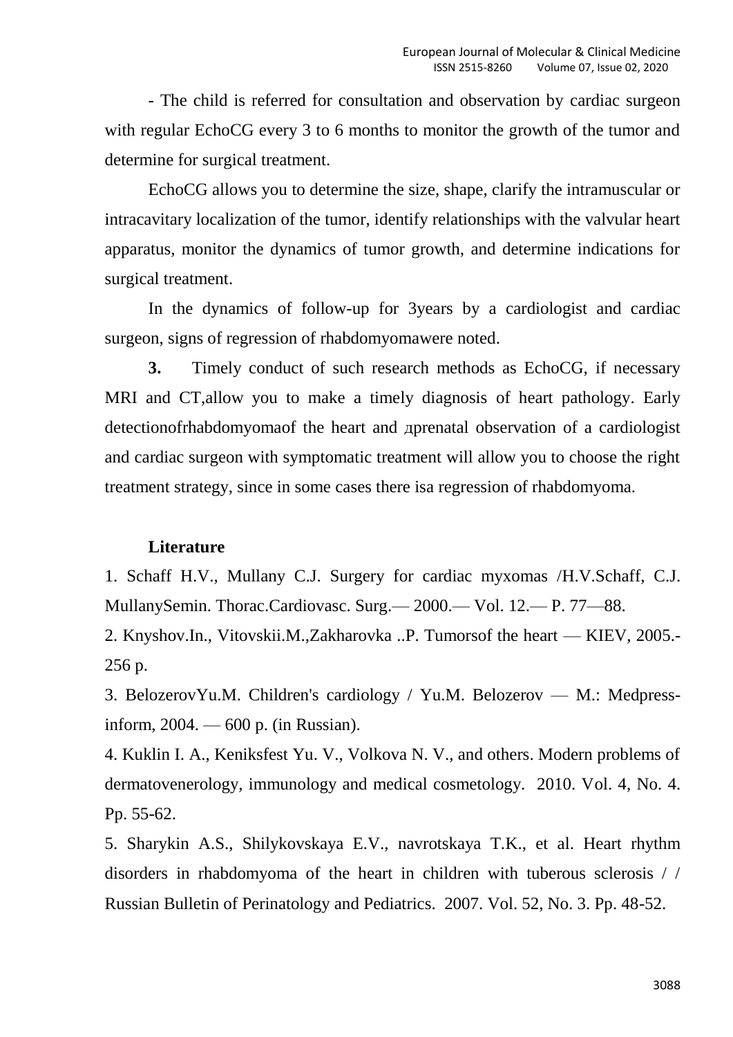- The child is referred for consultation and observation by cardiac surgeon with regular EchoCG every 3 to 6 months to monitor the growth of the tumor and determine for surgical treatment.

EchoCG allows you to determine the size, shape, clarify the intramuscular or intracavitary localization of the tumor, identify relationships with the valvular heart apparatus, monitor the dynamics of tumor growth, and determine indications for surgical treatment.

In the dynamics of follow-up for 3years by a cardiologist and cardiac surgeon, signs of regression of rhabdomyomawere noted.

**3.** Timely conduct of such research methods as EchoCG, if necessary MRI and CT,allow you to make a timely diagnosis of heart pathology. Early detectionofrhabdomyomaof the heart and дprenatal observation of a cardiologist and cardiac surgeon with symptomatic treatment will allow you to choose the right treatment strategy, since in some cases there isa regression of rhabdomyoma.

**Literature**

1. Schaff H.V., Mullany C.J. Surgery for cardiac myxomas /H.V.Schaff, C.J. MullanySemin. Thorac.Cardiovasc. Surg.— 2000.— Vol. 12.— P. 77—88.
2. Knyshov.In., Vitovskii.M.,Zakharovka ..P. Tumorsof the heart — KIEV, 2005.- 256 p.
3. BelozerovYu.M. Children's cardiology / Yu.M. Belozerov — M.: Medpress-inform, 2004. — 600 p. (in Russian).
4. Kuklin I. A., Keniksfest Yu. V., Volkova N. V., and others. Modern problems of dermatovenerology, immunology and medical cosmetology. 2010. Vol. 4, No. 4. Pp. 55-62.
5. Sharykin A.S., Shilykovskaya E.V., navrotskaya T.K., et al. Heart rhythm disorders in rhabdomyoma of the heart in children with tuberous sclerosis / / Russian Bulletin of Perinatology and Pediatrics. 2007. Vol. 52, No. 3. Pp. 48-52.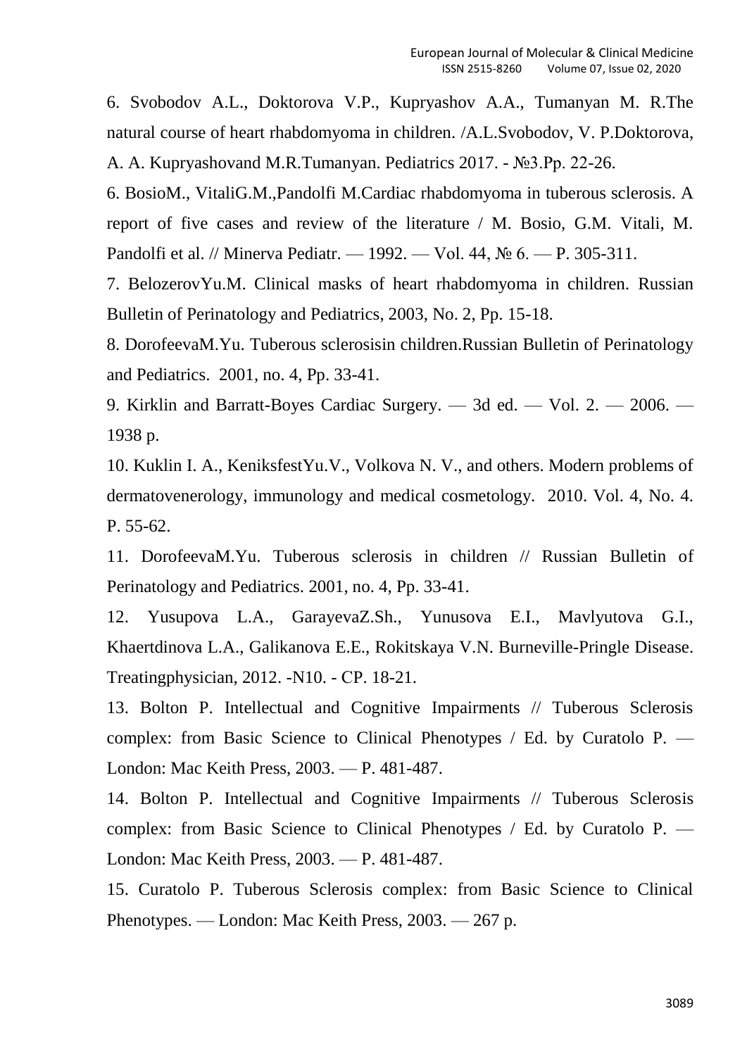6. Svobodov A.L., Doktorova V.P., Kupryashov A.A., Tumanyan M. R.The natural course of heart rhabdomyoma in children. /A.L.Svobodov, V. P.Doktorova, A. A. Kupryashovand M.R.Tumanyan. Pediatrics 2017. - №3.Pp. 22-26.

6. BosioM., VitaliG.M.,Pandolfi M.Cardiac rhabdomyoma in tuberous sclerosis. A report of five cases and review of the literature / M. Bosio, G.M. Vitali, M. Pandolfi et al. // Minerva Pediatr. — 1992. — Vol. 44, № 6. — P. 305-311.

7. BelozerovYu.M. Clinical masks of heart rhabdomyoma in children. Russian Bulletin of Perinatology and Pediatrics, 2003, No. 2, Pp. 15-18.

8. DorofeevaM.Yu. Tuberous sclerosisin children.Russian Bulletin of Perinatology and Pediatrics. 2001, no. 4, Pp. 33-41.

9. Kirklin and Barratt-Boyes Cardiac Surgery. — 3d ed. — Vol. 2. — 2006. — 1938 p.

10. Kuklin I. A., KeniksfestYu.V., Volkova N. V., and others. Modern problems of dermatovenerology, immunology and medical cosmetology. 2010. Vol. 4, No. 4. P. 55-62.

11. DorofeevaM.Yu. Tuberous sclerosis in children // Russian Bulletin of Perinatology and Pediatrics. 2001, no. 4, Pp. 33-41.

12. Yusupova L.A., GarayevaZ.Sh., Yunusova E.I., Mavlyutova G.I., Khaertdinova L.A., Galikanova E.E., Rokitskaya V.N. Burneville-Pringle Disease. Treatingphysician, 2012. -N10. - CP. 18-21.

13. Bolton P. Intellectual and Cognitive Impairments // Tuberous Sclerosis complex: from Basic Science to Clinical Phenotypes / Ed. by Curatolo P. — London: Mac Keith Press, 2003. — P. 481-487.

14. Bolton P. Intellectual and Cognitive Impairments // Tuberous Sclerosis complex: from Basic Science to Clinical Phenotypes / Ed. by Curatolo P. — London: Mac Keith Press, 2003. — P. 481-487.

15. Curatolo P. Tuberous Sclerosis complex: from Basic Science to Clinical Phenotypes. — London: Mac Keith Press, 2003. — 267 p.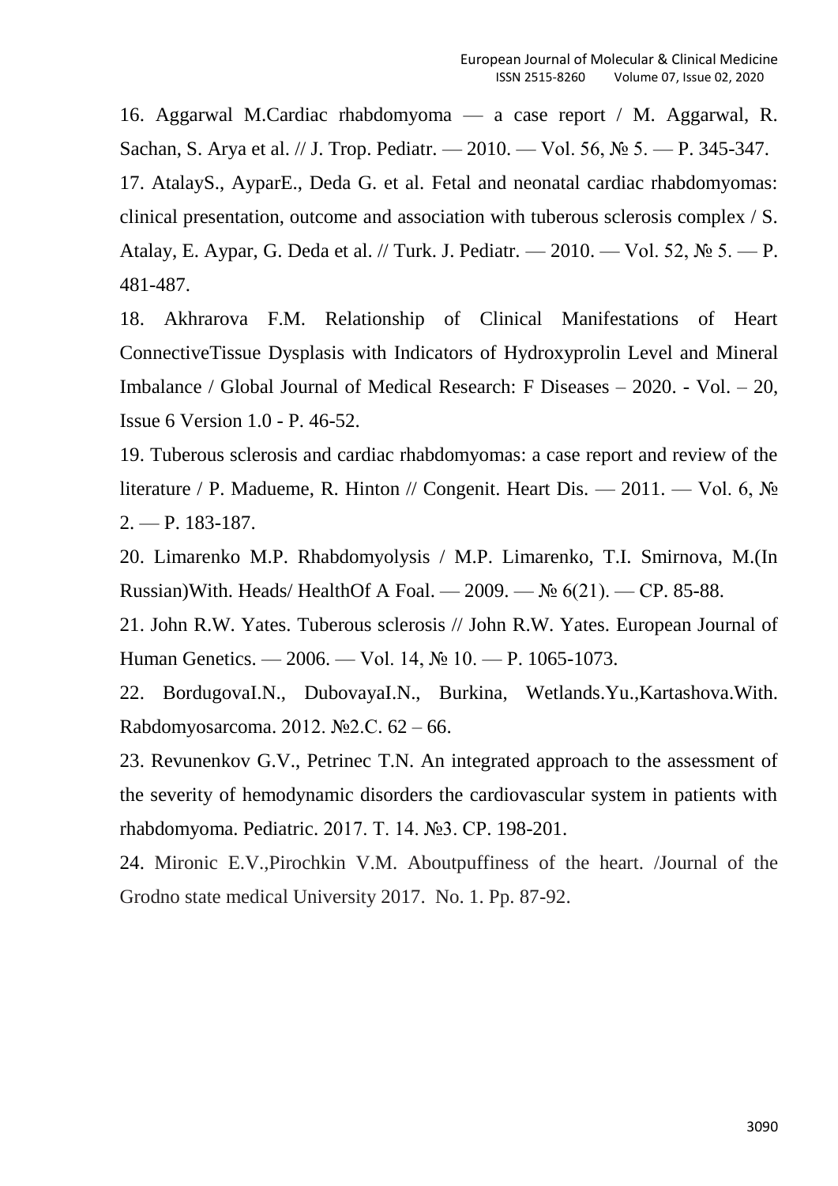16. Aggarwal M.Cardiac rhabdomyoma — a case report / M. Aggarwal, R. Sachan, S. Arya et al. // J. Trop. Pediatr. — 2010. — Vol. 56, № 5. — P. 345-347.

17. AtalayS., AyparE., Deda G. et al. Fetal and neonatal cardiac rhabdomyomas: clinical presentation, outcome and association with tuberous sclerosis complex / S. Atalay, E. Aypar, G. Deda et al. // Turk. J. Pediatr. — 2010. — Vol. 52, № 5. — P. 481-487.

18. Akhrarova F.M. Relationship of Clinical Manifestations of Heart ConnectiveTissue Dysplasis with Indicators of Hydroxyprolin Level and Mineral Imbalance / Global Journal of Medical Research: F Diseases – 2020. - Vol. – 20, Issue 6 Version 1.0 - P. 46-52.

19. Tuberous sclerosis and cardiac rhabdomyomas: a case report and review of the literature / P. Madueme, R. Hinton // Congenit. Heart Dis. — 2011. — Vol. 6, № 2. — P. 183-187.

20. Limarenko M.P. Rhabdomyolysis / M.P. Limarenko, T.I. Smirnova, M.(In Russian)With. Heads/ HealthOf A Foal. — 2009. — № 6(21). — CP. 85-88.

21. John R.W. Yates. Tuberous sclerosis // John R.W. Yates. European Journal of Human Genetics. — 2006. — Vol. 14, № 10. — P. 1065-1073.

22. BordugovaI.N., DubovayaI.N., Burkina, Wetlands.Yu.,Kartashova.With. Rabdomyosarcoma. 2012. №2.C. 62 – 66.

23. Revunenkov G.V., Petrinec T.N. An integrated approach to the assessment of the severity of hemodynamic disorders the cardiovascular system in patients with rhabdomyoma. Pediatric. 2017. T. 14. №3. CP. 198-201.

24. Mironic E.V.,Pirochkin V.M. Aboutpuffiness of the heart. /Journal of the Grodno state medical University 2017. No. 1. Pp. 87-92.